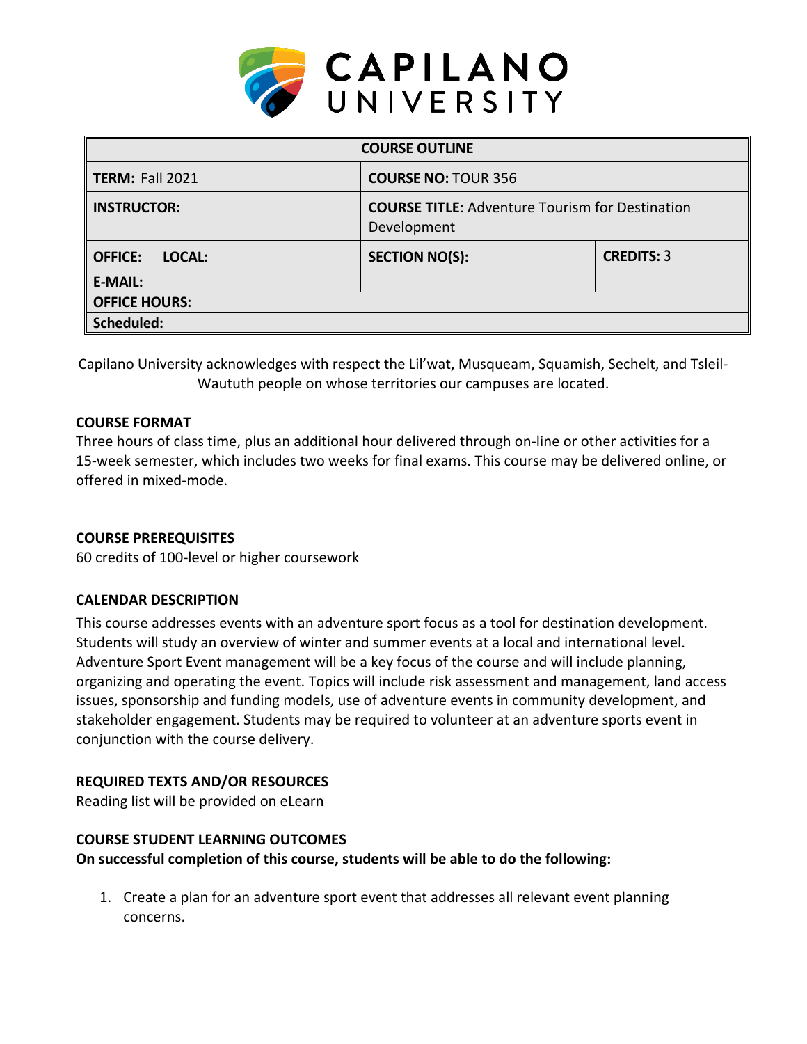# CAPILANO UNIVERSITY

| COURSE OUTLINE | | |
|---|---|---|
| **TERM:** Fall 2021 | **COURSE NO:** TOUR 356 | |
| **INSTRUCTOR:** | **COURSE TITLE**: Adventure Tourism for Destination Development | |
| **OFFICE:** **LOCAL:** **E-MAIL:** | **SECTION NO(S):** | **CREDITS:** 3 |
| **OFFICE HOURS:** | | |
| **Scheduled:** | | |

Capilano University acknowledges with respect the Lil'wat, Musqueam, Squamish, Sechelt, and Tsleil-Waututh people on whose territories our campuses are located.

**COURSE FORMAT**

Three hours of class time, plus an additional hour delivered through on-line or other activities for a 15-week semester, which includes two weeks for final exams. This course may be delivered online, or offered in mixed-mode.

**COURSE PREREQUISITES**

60 credits of 100-level or higher coursework

**CALENDAR DESCRIPTION**

This course addresses events with an adventure sport focus as a tool for destination development. Students will study an overview of winter and summer events at a local and international level. Adventure Sport Event management will be a key focus of the course and will include planning, organizing and operating the event. Topics will include risk assessment and management, land access issues, sponsorship and funding models, use of adventure events in community development, and stakeholder engagement. Students may be required to volunteer at an adventure sports event in conjunction with the course delivery.

**REQUIRED TEXTS AND/OR RESOURCES**

Reading list will be provided on eLearn

**COURSE STUDENT LEARNING OUTCOMES**

**On successful completion of this course, students will be able to do the following:**

1. Create a plan for an adventure sport event that addresses all relevant event planning concerns.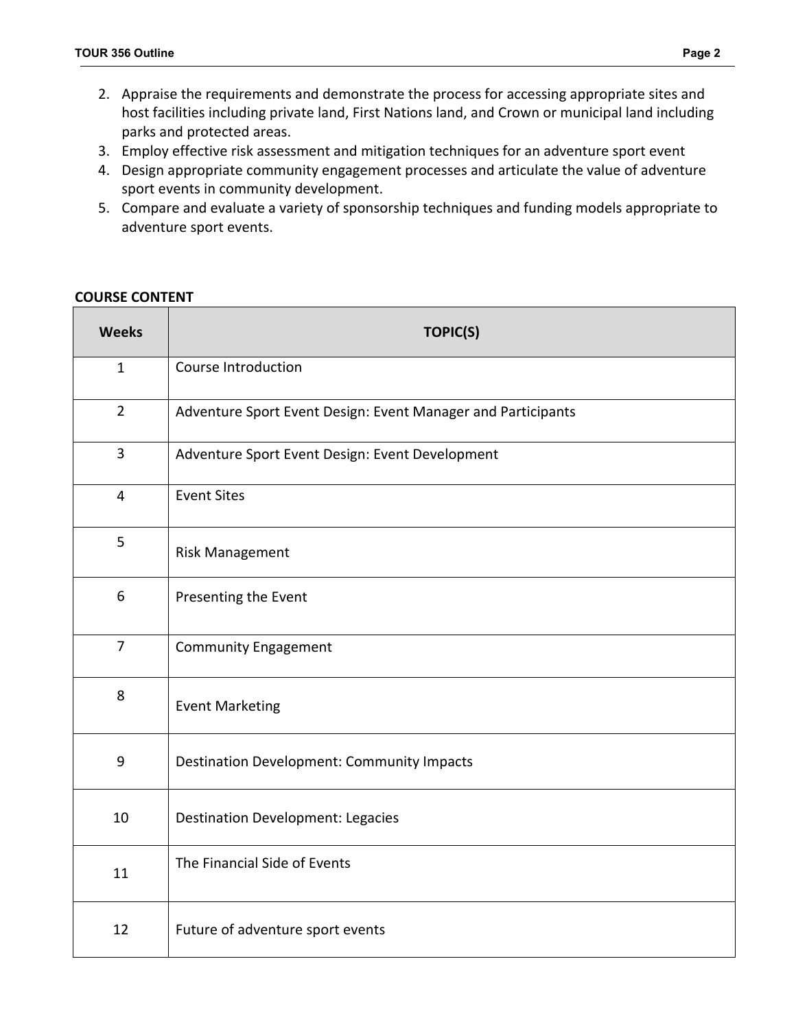2. Appraise the requirements and demonstrate the process for accessing appropriate sites and host facilities including private land, First Nations land, and Crown or municipal land including parks and protected areas.
3. Employ effective risk assessment and mitigation techniques for an adventure sport event
4. Design appropriate community engagement processes and articulate the value of adventure sport events in community development.
5. Compare and evaluate a variety of sponsorship techniques and funding models appropriate to adventure sport events.

**COURSE CONTENT**

| Weeks | TOPIC(S) |
|---|---|
| 1 | Course Introduction |
| 2 | Adventure Sport Event Design: Event Manager and Participants |
| 3 | Adventure Sport Event Design: Event Development |
| 4 | Event Sites |
| 5 | Risk Management |
| 6 | Presenting the Event |
| 7 | Community Engagement |
| 8 | Event Marketing |
| 9 | Destination Development: Community Impacts |
| 10 | Destination Development: Legacies |
| 11 | The Financial Side of Events |
| 12 | Future of adventure sport events |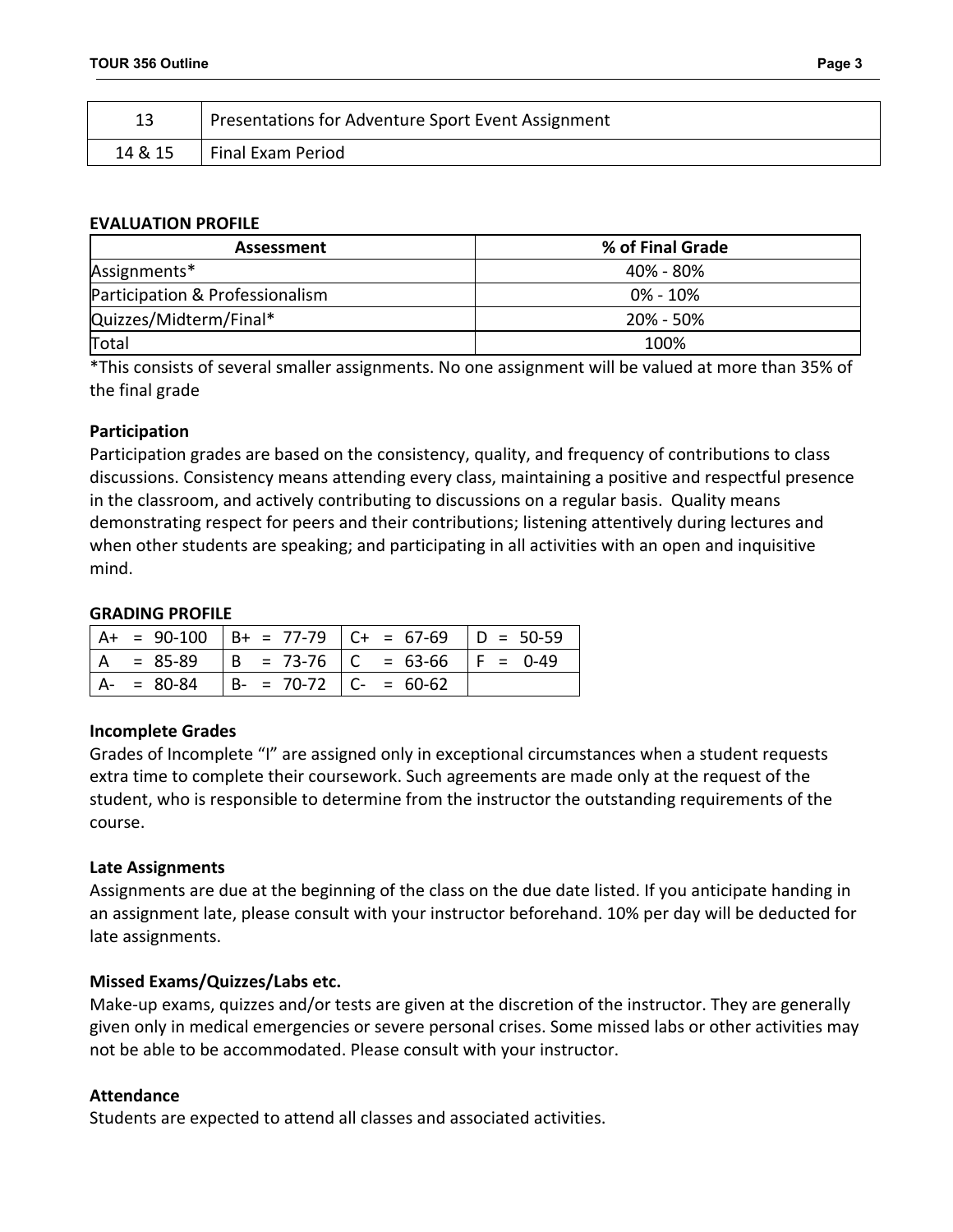| 13 | Presentations for Adventure Sport Event Assignment |
|---|---|
| 14 & 15 | Final Exam Period |

**EVALUATION PROFILE**

| Assessment | % of Final Grade |
|---|---|
| Assignments* | 40% - 80% |
| Participation & Professionalism | 0% - 10% |
| Quizzes/Midterm/Final* | 20% - 50% |
| Total | 100% |

*This consists of several smaller assignments. No one assignment will be valued at more than 35% of the final grade

**Participation**

Participation grades are based on the consistency, quality, and frequency of contributions to class discussions. Consistency means attending every class, maintaining a positive and respectful presence in the classroom, and actively contributing to discussions on a regular basis. Quality means demonstrating respect for peers and their contributions; listening attentively during lectures and when other students are speaking; and participating in all activities with an open and inquisitive mind.

**GRADING PROFILE**

| | | | |
|---|---|---|---|
| A+ = 90-100 | B+ = 77-79 | C+ = 67-69 | D = 50-59 |
| A = 85-89 | B = 73-76 | C = 63-66 | F = 0-49 |
| A- = 80-84 | B- = 70-72 | C- = 60-62 | |

**Incomplete Grades**

Grades of Incomplete "I" are assigned only in exceptional circumstances when a student requests extra time to complete their coursework. Such agreements are made only at the request of the student, who is responsible to determine from the instructor the outstanding requirements of the course.

**Late Assignments**

Assignments are due at the beginning of the class on the due date listed. If you anticipate handing in an assignment late, please consult with your instructor beforehand. 10% per day will be deducted for late assignments.

**Missed Exams/Quizzes/Labs etc.**

Make-up exams, quizzes and/or tests are given at the discretion of the instructor. They are generally given only in medical emergencies or severe personal crises. Some missed labs or other activities may not be able to be accommodated. Please consult with your instructor.

**Attendance**

Students are expected to attend all classes and associated activities.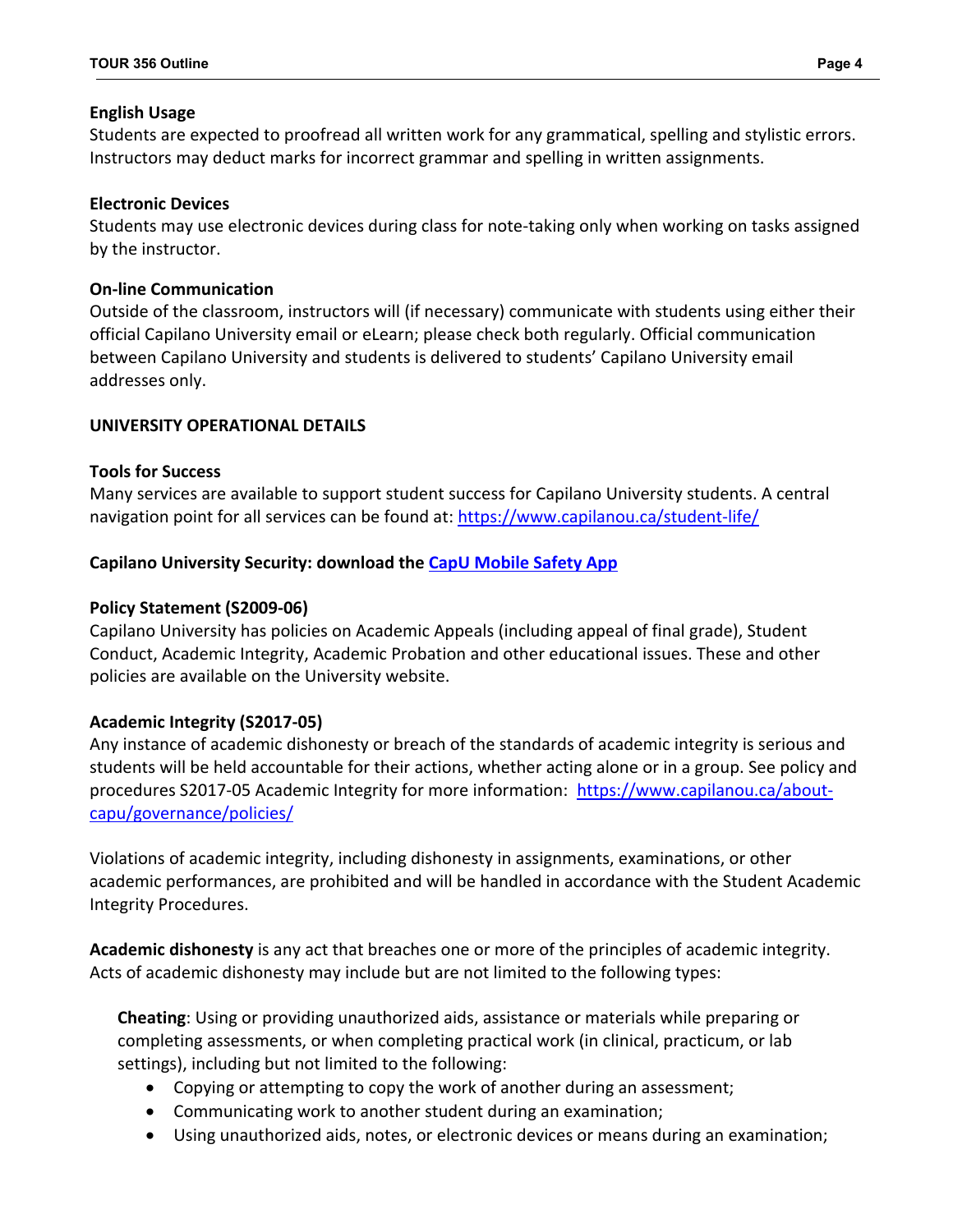### English Usage

Students are expected to proofread all written work for any grammatical, spelling and stylistic errors. Instructors may deduct marks for incorrect grammar and spelling in written assignments.

### Electronic Devices

Students may use electronic devices during class for note-taking only when working on tasks assigned by the instructor.

### On-line Communication

Outside of the classroom, instructors will (if necessary) communicate with students using either their official Capilano University email or eLearn; please check both regularly. Official communication between Capilano University and students is delivered to students' Capilano University email addresses only.

## UNIVERSITY OPERATIONAL DETAILS

### Tools for Success

Many services are available to support student success for Capilano University students. A central navigation point for all services can be found at: https://www.capilanou.ca/student-life/

### Capilano University Security: download the CapU Mobile Safety App

### Policy Statement (S2009-06)

Capilano University has policies on Academic Appeals (including appeal of final grade), Student Conduct, Academic Integrity, Academic Probation and other educational issues. These and other policies are available on the University website.

### Academic Integrity (S2017-05)

Any instance of academic dishonesty or breach of the standards of academic integrity is serious and students will be held accountable for their actions, whether acting alone or in a group. See policy and procedures S2017-05 Academic Integrity for more information: https://www.capilanou.ca/about-capu/governance/policies/

Violations of academic integrity, including dishonesty in assignments, examinations, or other academic performances, are prohibited and will be handled in accordance with the Student Academic Integrity Procedures.

**Academic dishonesty** is any act that breaches one or more of the principles of academic integrity. Acts of academic dishonesty may include but are not limited to the following types:

**Cheating**: Using or providing unauthorized aids, assistance or materials while preparing or completing assessments, or when completing practical work (in clinical, practicum, or lab settings), including but not limited to the following:

- Copying or attempting to copy the work of another during an assessment;
- Communicating work to another student during an examination;
- Using unauthorized aids, notes, or electronic devices or means during an examination;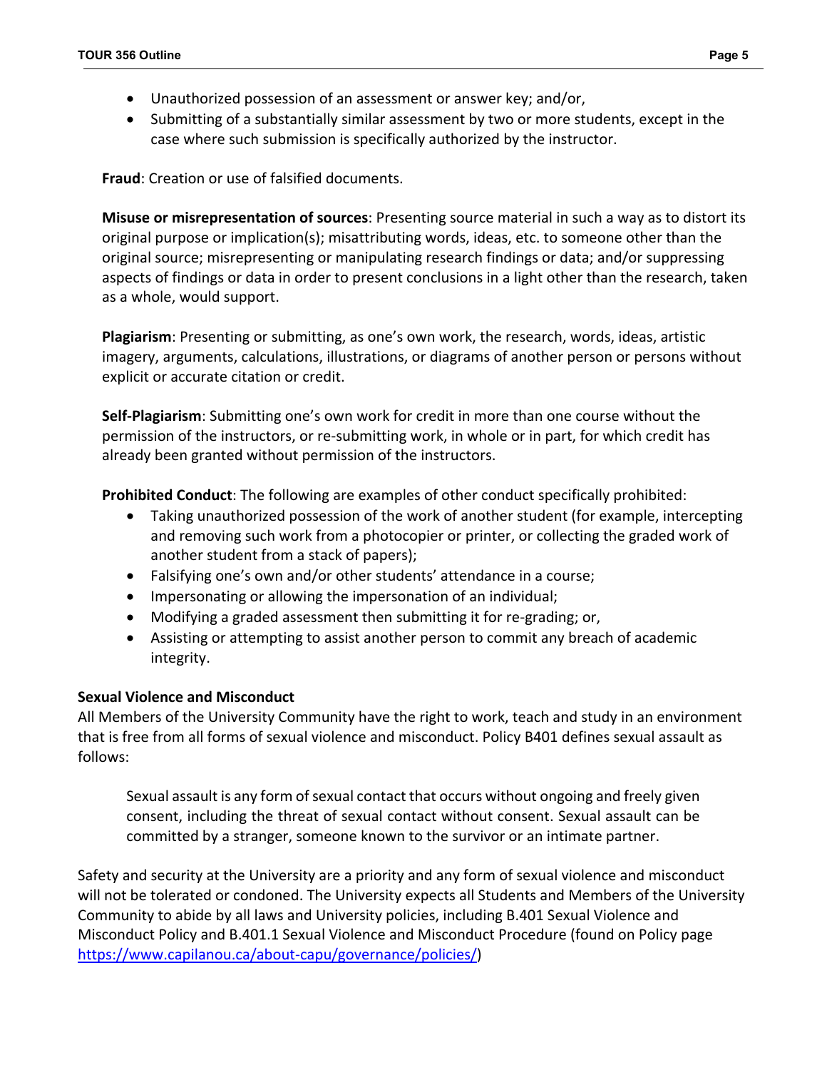- Unauthorized possession of an assessment or answer key; and/or,
- Submitting of a substantially similar assessment by two or more students, except in the case where such submission is specifically authorized by the instructor.

**Fraud**: Creation or use of falsified documents.

**Misuse or misrepresentation of sources**: Presenting source material in such a way as to distort its original purpose or implication(s); misattributing words, ideas, etc. to someone other than the original source; misrepresenting or manipulating research findings or data; and/or suppressing aspects of findings or data in order to present conclusions in a light other than the research, taken as a whole, would support.

**Plagiarism**: Presenting or submitting, as one's own work, the research, words, ideas, artistic imagery, arguments, calculations, illustrations, or diagrams of another person or persons without explicit or accurate citation or credit.

**Self-Plagiarism**: Submitting one's own work for credit in more than one course without the permission of the instructors, or re-submitting work, in whole or in part, for which credit has already been granted without permission of the instructors.

**Prohibited Conduct**: The following are examples of other conduct specifically prohibited:

- Taking unauthorized possession of the work of another student (for example, intercepting and removing such work from a photocopier or printer, or collecting the graded work of another student from a stack of papers);
- Falsifying one's own and/or other students' attendance in a course;
- Impersonating or allowing the impersonation of an individual;
- Modifying a graded assessment then submitting it for re-grading; or,
- Assisting or attempting to assist another person to commit any breach of academic integrity.

### Sexual Violence and Misconduct

All Members of the University Community have the right to work, teach and study in an environment that is free from all forms of sexual violence and misconduct. Policy B401 defines sexual assault as follows:

> Sexual assault is any form of sexual contact that occurs without ongoing and freely given consent, including the threat of sexual contact without consent. Sexual assault can be committed by a stranger, someone known to the survivor or an intimate partner.

Safety and security at the University are a priority and any form of sexual violence and misconduct will not be tolerated or condoned. The University expects all Students and Members of the University Community to abide by all laws and University policies, including B.401 Sexual Violence and Misconduct Policy and B.401.1 Sexual Violence and Misconduct Procedure (found on Policy page https://www.capilanou.ca/about-capu/governance/policies/)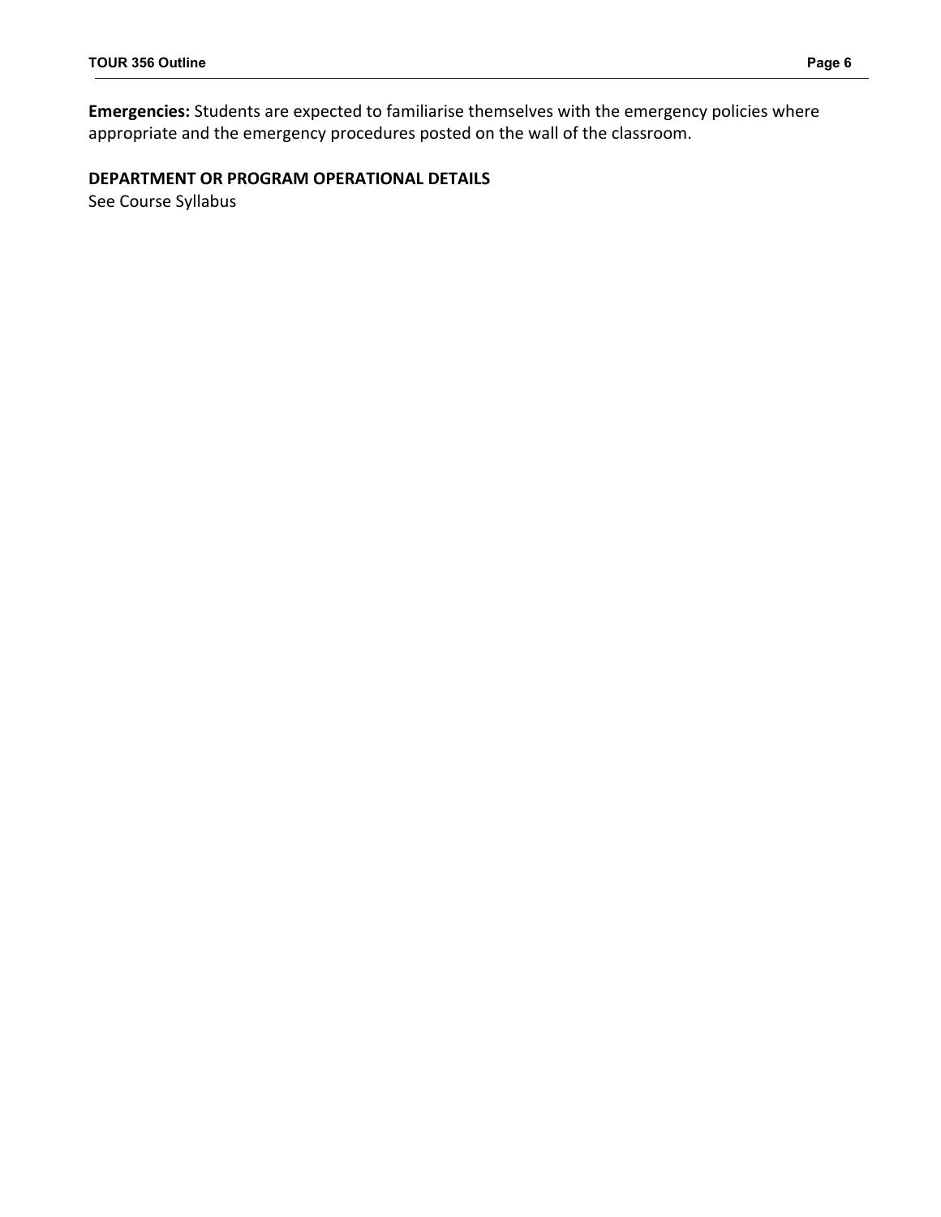**Emergencies:** Students are expected to familiarise themselves with the emergency policies where appropriate and the emergency procedures posted on the wall of the classroom.

## DEPARTMENT OR PROGRAM OPERATIONAL DETAILS

See Course Syllabus